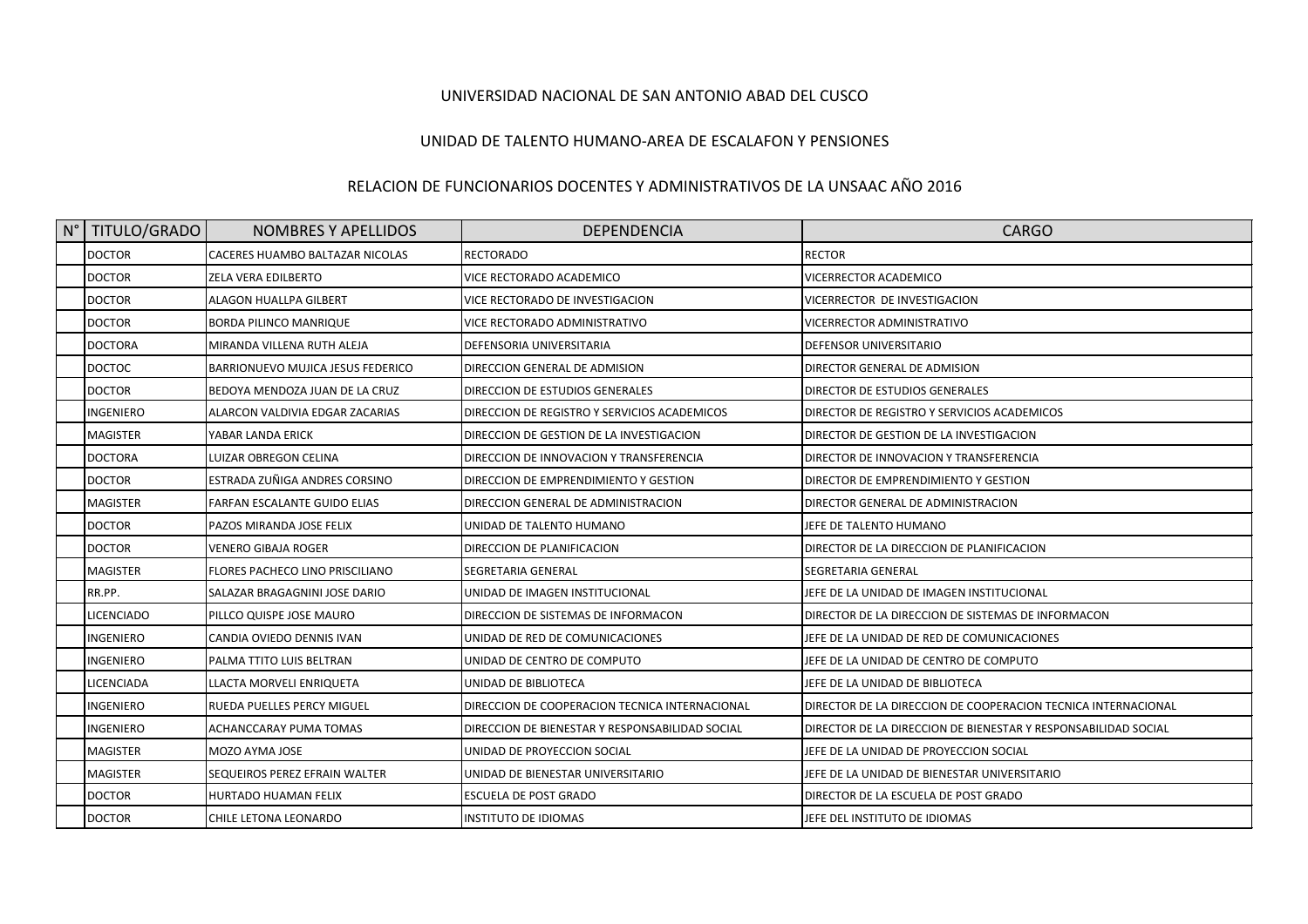UNIVERSIDAD NACIONAL DE SAN ANTONIO ABAD DEL CUSCO

UNIDAD DE TALENTO HUMANO-AREA DE ESCALAFON Y PENSIONES

RELACION DE FUNCIONARIOS DOCENTES Y ADMINISTRATIVOS DE LA UNSAAC AÑO 2016

| N° | TITULO/GRADO | NOMBRES Y APELLIDOS | DEPENDENCIA | CARGO |
|---|---|---|---|---|
| | DOCTOR | CACERES HUAMBO BALTAZAR NICOLAS | RECTORADO | RECTOR |
| | DOCTOR | ZELA VERA EDILBERTO | VICE RECTORADO ACADEMICO | VICERRECTOR ACADEMICO |
| | DOCTOR | ALAGON HUALLPA GILBERT | VICE RECTORADO DE INVESTIGACION | VICERRECTOR DE INVESTIGACION |
| | DOCTOR | BORDA PILINCO MANRIQUE | VICE RECTORADO ADMINISTRATIVO | VICERRECTOR ADMINISTRATIVO |
| | DOCTORA | MIRANDA VILLENA RUTH ALEJA | DEFENSORIA UNIVERSITARIA | DEFENSOR UNIVERSITARIO |
| | DOCTOC | BARRIONUEVO MUJICA JESUS FEDERICO | DIRECCION GENERAL DE ADMISION | DIRECTOR GENERAL DE ADMISION |
| | DOCTOR | BEDOYA MENDOZA JUAN DE LA CRUZ | DIRECCION DE ESTUDIOS GENERALES | DIRECTOR DE ESTUDIOS GENERALES |
| | INGENIERO | ALARCON VALDIVIA EDGAR ZACARIAS | DIRECCION DE REGISTRO Y SERVICIOS ACADEMICOS | DIRECTOR DE REGISTRO Y SERVICIOS ACADEMICOS |
| | MAGISTER | YABAR LANDA ERICK | DIRECCION DE GESTION DE LA INVESTIGACION | DIRECTOR DE GESTION DE LA INVESTIGACION |
| | DOCTORA | LUIZAR OBREGON CELINA | DIRECCION DE INNOVACION Y TRANSFERENCIA | DIRECTOR DE INNOVACION Y TRANSFERENCIA |
| | DOCTOR | ESTRADA ZUÑIGA ANDRES CORSINO | DIRECCION DE EMPRENDIMIENTO Y GESTION | DIRECTOR DE EMPRENDIMIENTO Y GESTION |
| | MAGISTER | FARFAN ESCALANTE GUIDO ELIAS | DIRECCION GENERAL DE ADMINISTRACION | DIRECTOR GENERAL DE ADMINISTRACION |
| | DOCTOR | PAZOS MIRANDA JOSE FELIX | UNIDAD DE TALENTO HUMANO | JEFE DE TALENTO HUMANO |
| | DOCTOR | VENERO GIBAJA ROGER | DIRECCION DE PLANIFICACION | DIRECTOR DE LA DIRECCION DE PLANIFICACION |
| | MAGISTER | FLORES PACHECO LINO PRISCILIANO | SEGRETARIA GENERAL | SEGRETARIA GENERAL |
| | RR.PP. | SALAZAR BRAGAGNINI JOSE DARIO | UNIDAD DE IMAGEN INSTITUCIONAL | JEFE DE LA UNIDAD DE IMAGEN INSTITUCIONAL |
| | LICENCIADO | PILLCO QUISPE JOSE MAURO | DIRECCION DE SISTEMAS DE INFORMACON | DIRECTOR DE LA DIRECCION DE SISTEMAS DE INFORMACON |
| | INGENIERO | CANDIA OVIEDO DENNIS IVAN | UNIDAD DE RED DE COMUNICACIONES | JEFE DE LA UNIDAD DE RED DE COMUNICACIONES |
| | INGENIERO | PALMA TTITO LUIS BELTRAN | UNIDAD DE CENTRO DE COMPUTO | JEFE DE LA UNIDAD DE CENTRO DE COMPUTO |
| | LICENCIADA | LLACTA MORVELI ENRIQUETA | UNIDAD DE BIBLIOTECA | JEFE DE LA UNIDAD DE BIBLIOTECA |
| | INGENIERO | RUEDA PUELLES PERCY MIGUEL | DIRECCION DE COOPERACION TECNICA INTERNACIONAL | DIRECTOR DE LA DIRECCION DE COOPERACION TECNICA INTERNACIONAL |
| | INGENIERO | ACHANCCARAY PUMA TOMAS | DIRECCION DE BIENESTAR Y RESPONSABILIDAD SOCIAL | DIRECTOR DE LA DIRECCION DE BIENESTAR Y RESPONSABILIDAD SOCIAL |
| | MAGISTER | MOZO AYMA JOSE | UNIDAD DE PROYECCION SOCIAL | JEFE DE LA UNIDAD DE PROYECCION SOCIAL |
| | MAGISTER | SEQUEIROS PEREZ EFRAIN WALTER | UNIDAD DE BIENESTAR UNIVERSITARIO | JEFE DE LA UNIDAD DE BIENESTAR UNIVERSITARIO |
| | DOCTOR | HURTADO HUAMAN FELIX | ESCUELA DE POST GRADO | DIRECTOR DE LA ESCUELA DE POST GRADO |
| | DOCTOR | CHILE LETONA LEONARDO | INSTITUTO DE IDIOMAS | JEFE DEL INSTITUTO DE IDIOMAS |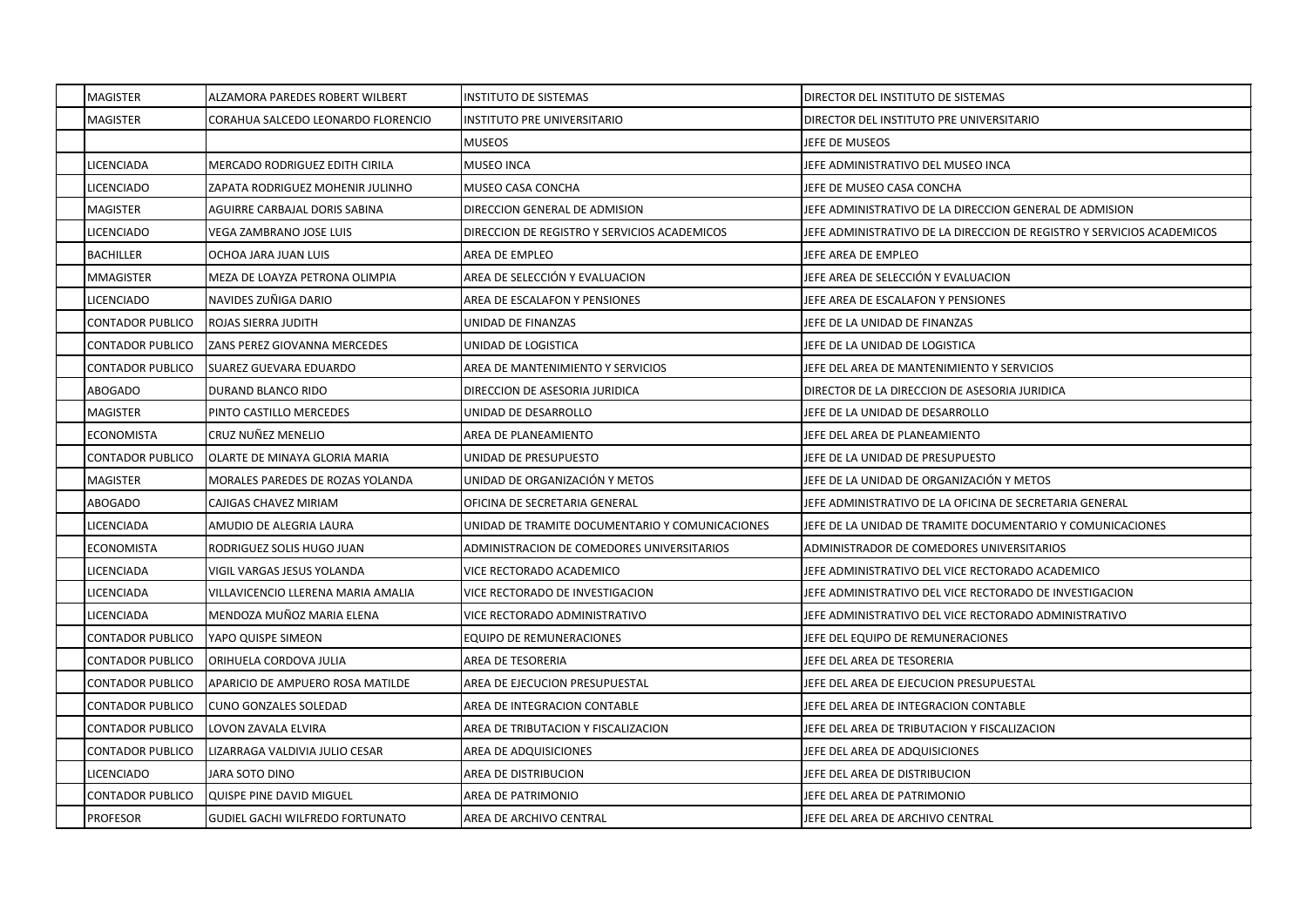| | | | | |
|---|---|---|---|---|
| | MAGISTER | ALZAMORA PAREDES ROBERT WILBERT | INSTITUTO DE SISTEMAS | DIRECTOR DEL INSTITUTO DE SISTEMAS |
| | MAGISTER | CORAHUA SALCEDO LEONARDO FLORENCIO | INSTITUTO PRE UNIVERSITARIO | DIRECTOR DEL INSTITUTO PRE UNIVERSITARIO |
| | | | MUSEOS | JEFE DE MUSEOS |
| | LICENCIADA | MERCADO RODRIGUEZ EDITH CIRILA | MUSEO INCA | JEFE ADMINISTRATIVO DEL MUSEO INCA |
| | LICENCIADO | ZAPATA RODRIGUEZ MOHENIR JULINHO | MUSEO CASA CONCHA | JEFE DE MUSEO CASA CONCHA |
| | MAGISTER | AGUIRRE CARBAJAL DORIS SABINA | DIRECCION GENERAL DE ADMISION | JEFE ADMINISTRATIVO DE LA DIRECCION GENERAL DE ADMISION |
| | LICENCIADO | VEGA ZAMBRANO JOSE LUIS | DIRECCION DE REGISTRO Y SERVICIOS ACADEMICOS | JEFE ADMINISTRATIVO DE LA DIRECCION DE REGISTRO Y SERVICIOS ACADEMICOS |
| | BACHILLER | OCHOA JARA JUAN LUIS | AREA DE EMPLEO | JEFE AREA DE EMPLEO |
| | MMAGISTER | MEZA DE LOAYZA PETRONA OLIMPIA | AREA DE SELECCIÓN Y EVALUACION | JEFE AREA DE SELECCIÓN Y EVALUACION |
| | LICENCIADO | NAVIDES ZUÑIGA DARIO | AREA DE ESCALAFON Y PENSIONES | JEFE AREA DE ESCALAFON Y PENSIONES |
| | CONTADOR PUBLICO | ROJAS SIERRA JUDITH | UNIDAD DE FINANZAS | JEFE DE LA UNIDAD DE FINANZAS |
| | CONTADOR PUBLICO | ZANS PEREZ GIOVANNA MERCEDES | UNIDAD DE LOGISTICA | JEFE DE LA UNIDAD DE LOGISTICA |
| | CONTADOR PUBLICO | SUAREZ GUEVARA EDUARDO | AREA DE MANTENIMIENTO Y SERVICIOS | JEFE DEL AREA DE MANTENIMIENTO Y SERVICIOS |
| | ABOGADO | DURAND BLANCO RIDO | DIRECCION DE ASESORIA JURIDICA | DIRECTOR DE LA DIRECCION DE ASESORIA JURIDICA |
| | MAGISTER | PINTO CASTILLO MERCEDES | UNIDAD DE DESARROLLO | JEFE DE LA UNIDAD DE DESARROLLO |
| | ECONOMISTA | CRUZ NUÑEZ MENELIO | AREA DE PLANEAMIENTO | JEFE DEL AREA DE PLANEAMIENTO |
| | CONTADOR PUBLICO | OLARTE DE MINAYA GLORIA MARIA | UNIDAD DE PRESUPUESTO | JEFE DE LA UNIDAD DE PRESUPUESTO |
| | MAGISTER | MORALES PAREDES DE ROZAS YOLANDA | UNIDAD DE ORGANIZACIÓN Y METOS | JEFE DE LA UNIDAD DE ORGANIZACIÓN Y METOS |
| | ABOGADO | CAJIGAS CHAVEZ MIRIAM | OFICINA DE SECRETARIA GENERAL | JEFE ADMINISTRATIVO DE LA OFICINA DE SECRETARIA GENERAL |
| | LICENCIADA | AMUDIO DE ALEGRIA LAURA | UNIDAD DE TRAMITE DOCUMENTARIO Y COMUNICACIONES | JEFE DE LA UNIDAD DE TRAMITE DOCUMENTARIO Y COMUNICACIONES |
| | ECONOMISTA | RODRIGUEZ SOLIS HUGO JUAN | ADMINISTRACION DE COMEDORES UNIVERSITARIOS | ADMINISTRADOR DE COMEDORES UNIVERSITARIOS |
| | LICENCIADA | VIGIL VARGAS JESUS YOLANDA | VICE RECTORADO ACADEMICO | JEFE ADMINISTRATIVO DEL VICE RECTORADO ACADEMICO |
| | LICENCIADA | VILLAVICENCIO LLERENA MARIA AMALIA | VICE RECTORADO DE INVESTIGACION | JEFE ADMINISTRATIVO DEL VICE RECTORADO DE INVESTIGACION |
| | LICENCIADA | MENDOZA MUÑOZ MARIA ELENA | VICE RECTORADO ADMINISTRATIVO | JEFE ADMINISTRATIVO DEL VICE RECTORADO ADMINISTRATIVO |
| | CONTADOR PUBLICO | YAPO QUISPE SIMEON | EQUIPO DE REMUNERACIONES | JEFE DEL EQUIPO DE REMUNERACIONES |
| | CONTADOR PUBLICO | ORIHUELA CORDOVA JULIA | AREA DE TESORERIA | JEFE DEL AREA DE TESORERIA |
| | CONTADOR PUBLICO | APARICIO DE AMPUERO ROSA MATILDE | AREA DE EJECUCION PRESUPUESTAL | JEFE DEL AREA DE EJECUCION PRESUPUESTAL |
| | CONTADOR PUBLICO | CUNO GONZALES SOLEDAD | AREA DE INTEGRACION CONTABLE | JEFE DEL AREA DE INTEGRACION CONTABLE |
| | CONTADOR PUBLICO | LOVON ZAVALA ELVIRA | AREA DE TRIBUTACION Y FISCALIZACION | JEFE DEL AREA DE TRIBUTACION Y FISCALIZACION |
| | CONTADOR PUBLICO | LIZARRAGA VALDIVIA JULIO CESAR | AREA DE ADQUISICIONES | JEFE DEL AREA DE ADQUISICIONES |
| | LICENCIADO | JARA SOTO DINO | AREA DE DISTRIBUCION | JEFE DEL AREA DE DISTRIBUCION |
| | CONTADOR PUBLICO | QUISPE PINE DAVID MIGUEL | AREA DE PATRIMONIO | JEFE DEL AREA DE PATRIMONIO |
| | PROFESOR | GUDIEL GACHI WILFREDO FORTUNATO | AREA DE ARCHIVO CENTRAL | JEFE DEL AREA DE ARCHIVO CENTRAL |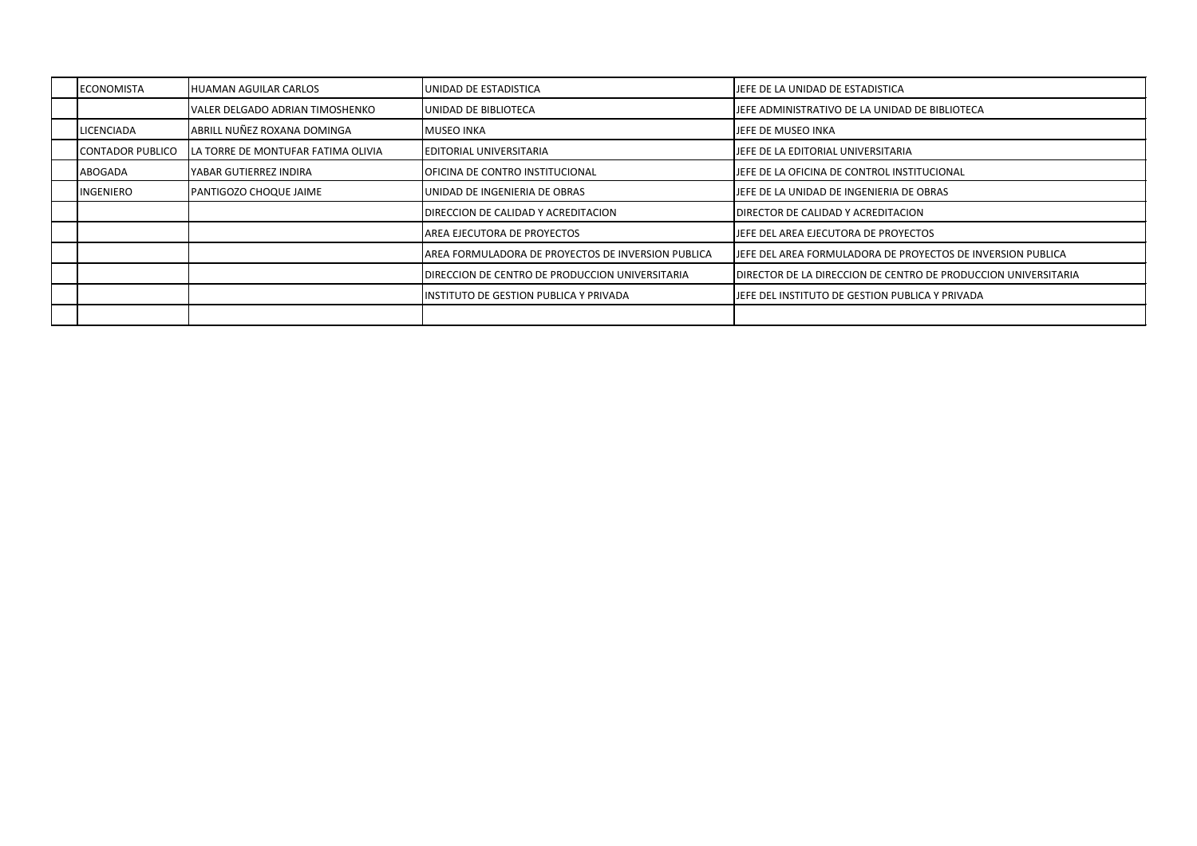| | | | | |
|---|---|---|---|---|
| | ECONOMISTA | HUAMAN AGUILAR CARLOS | UNIDAD DE ESTADISTICA | JEFE DE LA UNIDAD DE ESTADISTICA |
| | | VALER DELGADO ADRIAN TIMOSHENKO | UNIDAD DE BIBLIOTECA | JEFE ADMINISTRATIVO DE LA UNIDAD DE BIBLIOTECA |
| | LICENCIADA | ABRILL NUÑEZ ROXANA DOMINGA | MUSEO INKA | JEFE DE MUSEO INKA |
| | CONTADOR PUBLICO | LA TORRE DE MONTUFAR FATIMA OLIVIA | EDITORIAL UNIVERSITARIA | JEFE DE LA EDITORIAL UNIVERSITARIA |
| | ABOGADA | YABAR GUTIERREZ INDIRA | OFICINA DE CONTRO INSTITUCIONAL | JEFE DE LA OFICINA DE CONTROL INSTITUCIONAL |
| | INGENIERO | PANTIGOZO CHOQUE JAIME | UNIDAD DE INGENIERIA DE OBRAS | JEFE DE LA UNIDAD DE INGENIERIA DE OBRAS |
| | | | DIRECCION DE CALIDAD Y ACREDITACION | DIRECTOR DE CALIDAD Y ACREDITACION |
| | | | AREA EJECUTORA DE PROYECTOS | JEFE DEL AREA EJECUTORA DE PROYECTOS |
| | | | AREA FORMULADORA DE PROYECTOS DE INVERSION PUBLICA | JEFE DEL AREA FORMULADORA DE PROYECTOS DE INVERSION PUBLICA |
| | | | DIRECCION DE CENTRO DE PRODUCCION UNIVERSITARIA | DIRECTOR DE LA DIRECCION DE CENTRO DE PRODUCCION UNIVERSITARIA |
| | | | INSTITUTO DE GESTION PUBLICA Y PRIVADA | JEFE DEL INSTITUTO DE GESTION PUBLICA Y PRIVADA |
| | | | | |